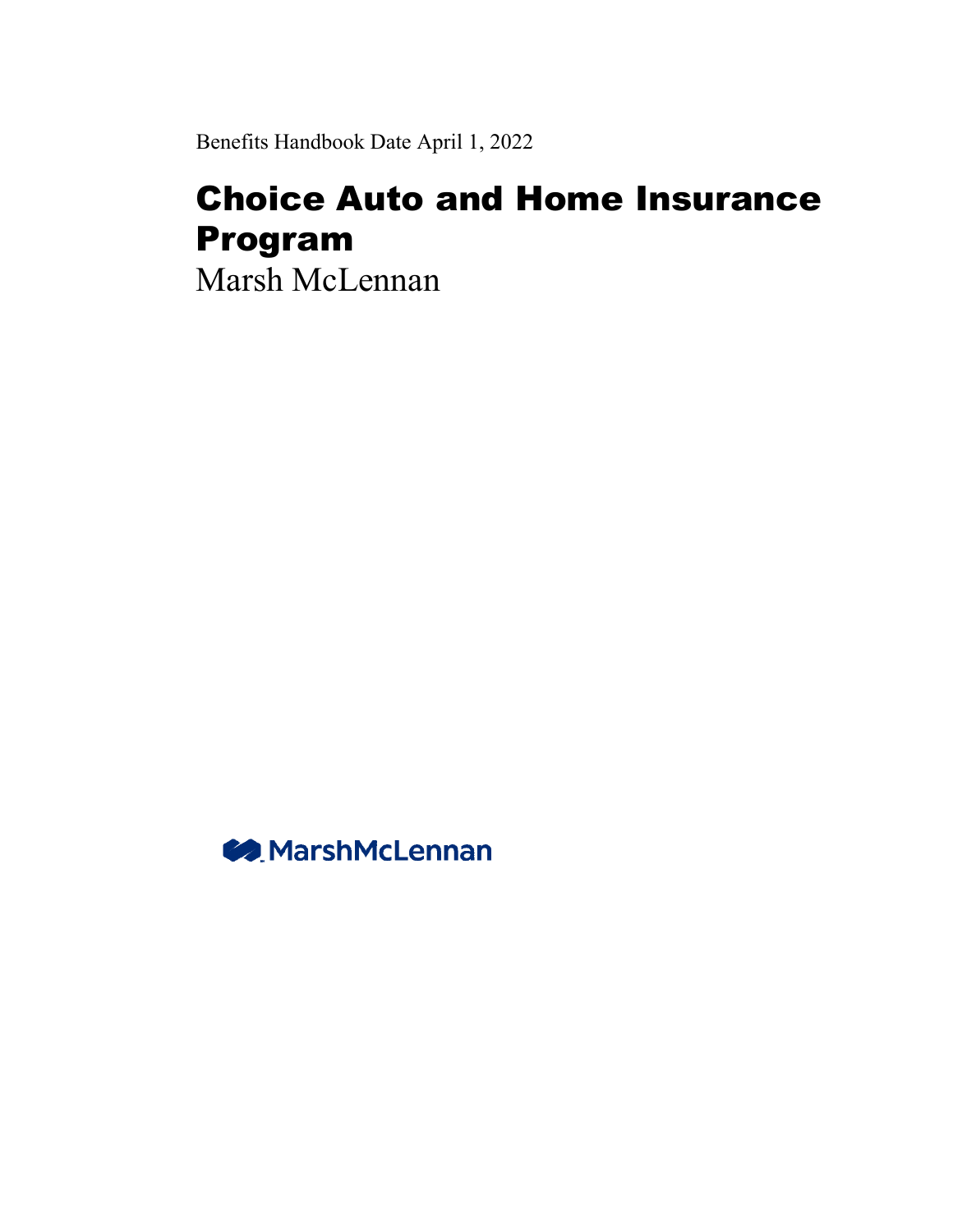Benefits Handbook Date April 1, 2022

# Choice Auto and Home Insurance Program

Marsh McLennan

MarshMcLennan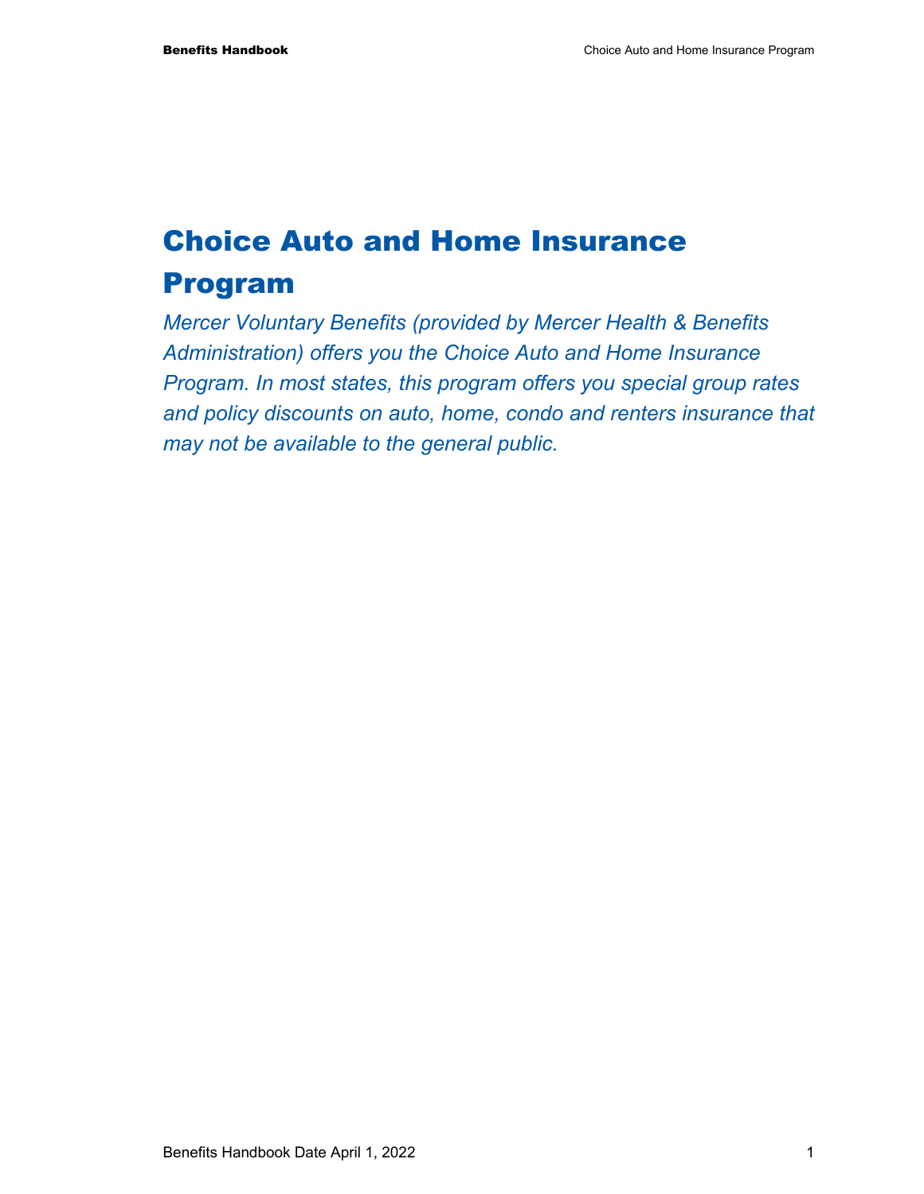# Choice Auto and Home Insurance Program

*Mercer Voluntary Benefits (provided by Mercer Health & Benefits Administration) offers you the Choice Auto and Home Insurance Program. In most states, this program offers you special group rates and policy discounts on auto, home, condo and renters insurance that may not be available to the general public.*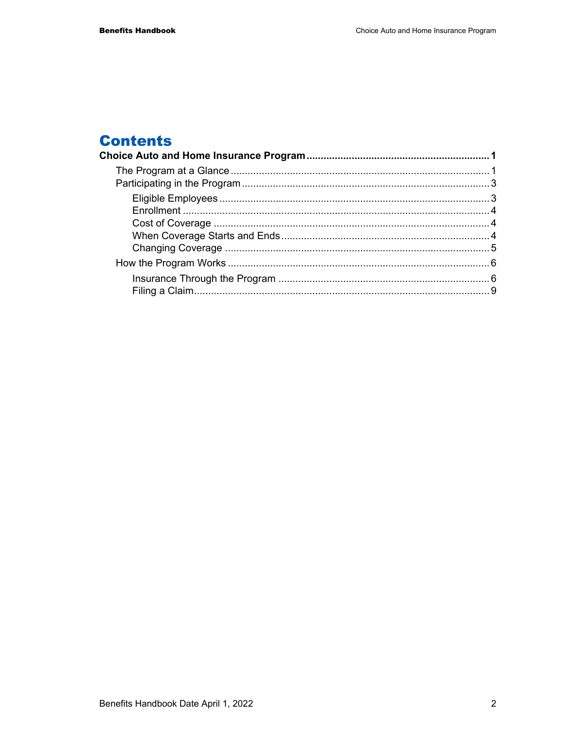# Contents

**Choice Auto and Home Insurance Program ........................................................ 1**

- The Program at a Glance ........................................................................................ 1
- Participating in the Program ................................................................................... 3
  - Eligible Employees ............................................................................................ 3
  - Enrollment ......................................................................................................... 4
  - Cost of Coverage ............................................................................................... 4
  - When Coverage Starts and Ends ...................................................................... 4
  - Changing Coverage ........................................................................................... 5
- How the Program Works ......................................................................................... 6
  - Insurance Through the Program ....................................................................... 6
  - Filing a Claim ..................................................................................................... 9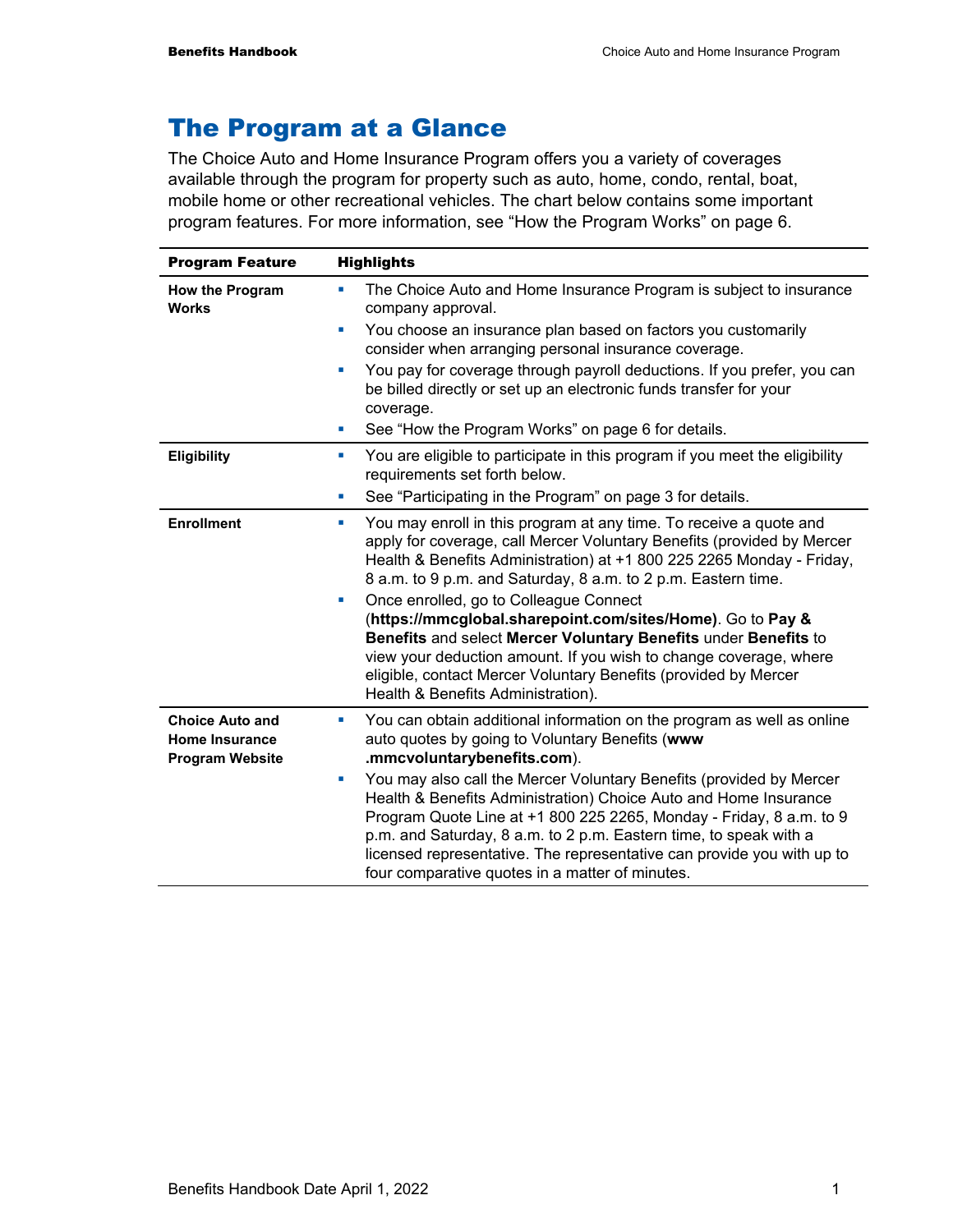# The Program at a Glance

The Choice Auto and Home Insurance Program offers you a variety of coverages available through the program for property such as auto, home, condo, rental, boat, mobile home or other recreational vehicles. The chart below contains some important program features. For more information, see "How the Program Works" on page 6.

| Program Feature | Highlights |
|---|---|
| **How the Program Works** | ▪ The Choice Auto and Home Insurance Program is subject to insurance company approval.<br>▪ You choose an insurance plan based on factors you customarily consider when arranging personal insurance coverage.<br>▪ You pay for coverage through payroll deductions. If you prefer, you can be billed directly or set up an electronic funds transfer for your coverage.<br>▪ See "How the Program Works" on page 6 for details. |
| **Eligibility** | ▪ You are eligible to participate in this program if you meet the eligibility requirements set forth below.<br>▪ See "Participating in the Program" on page 3 for details. |
| **Enrollment** | ▪ You may enroll in this program at any time. To receive a quote and apply for coverage, call Mercer Voluntary Benefits (provided by Mercer Health & Benefits Administration) at +1 800 225 2265 Monday - Friday, 8 a.m. to 9 p.m. and Saturday, 8 a.m. to 2 p.m. Eastern time.<br>▪ Once enrolled, go to Colleague Connect (**https://mmcglobal.sharepoint.com/sites/Home)**. Go to **Pay & Benefits** and select **Mercer Voluntary Benefits** under **Benefits** to view your deduction amount. If you wish to change coverage, where eligible, contact Mercer Voluntary Benefits (provided by Mercer Health & Benefits Administration). |
| **Choice Auto and Home Insurance Program Website** | ▪ You can obtain additional information on the program as well as online auto quotes by going to Voluntary Benefits (**www .mmcvoluntarybenefits.com**).<br>▪ You may also call the Mercer Voluntary Benefits (provided by Mercer Health & Benefits Administration) Choice Auto and Home Insurance Program Quote Line at +1 800 225 2265, Monday - Friday, 8 a.m. to 9 p.m. and Saturday, 8 a.m. to 2 p.m. Eastern time, to speak with a licensed representative. The representative can provide you with up to four comparative quotes in a matter of minutes. |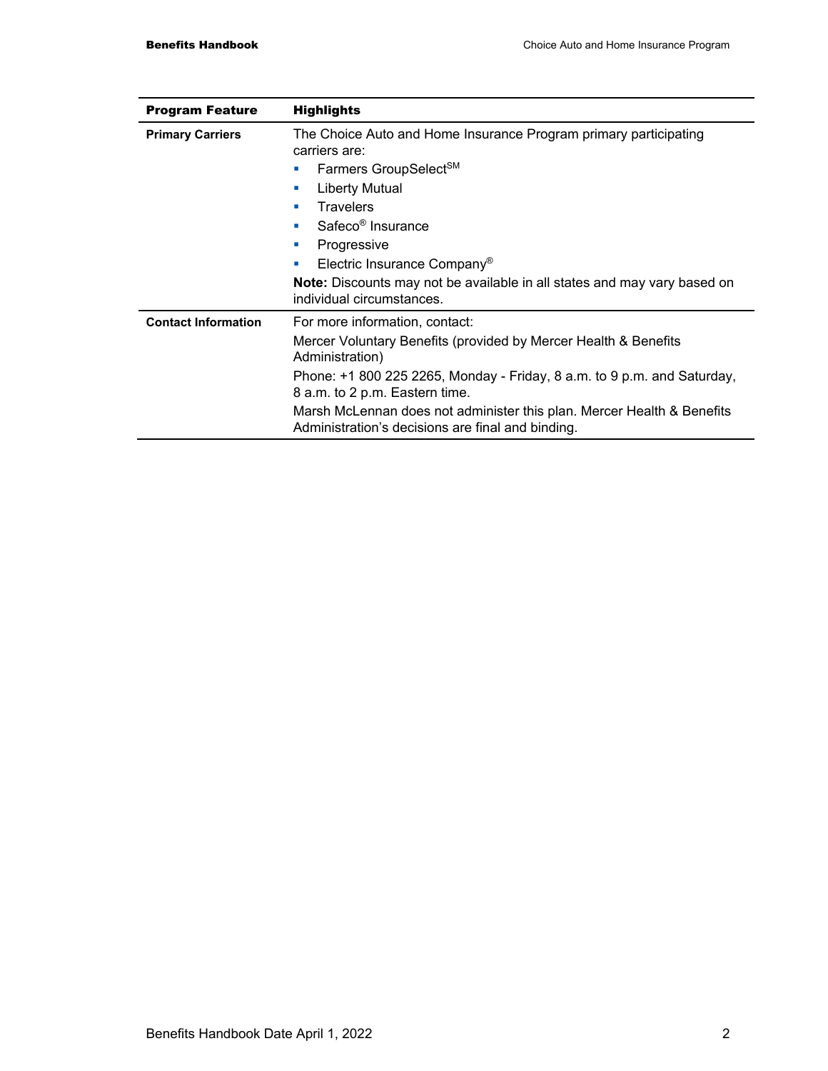| Program Feature | Highlights |
| --- | --- |
| **Primary Carriers** | The Choice Auto and Home Insurance Program primary participating carriers are:<br>▪ Farmers GroupSelect℠<br>▪ Liberty Mutual<br>▪ Travelers<br>▪ Safeco® Insurance<br>▪ Progressive<br>▪ Electric Insurance Company®<br>**Note:** Discounts may not be available in all states and may vary based on individual circumstances. |
| **Contact Information** | For more information, contact:<br>Mercer Voluntary Benefits (provided by Mercer Health & Benefits Administration)<br>Phone: +1 800 225 2265, Monday - Friday, 8 a.m. to 9 p.m. and Saturday, 8 a.m. to 2 p.m. Eastern time.<br>Marsh McLennan does not administer this plan. Mercer Health & Benefits Administration's decisions are final and binding. |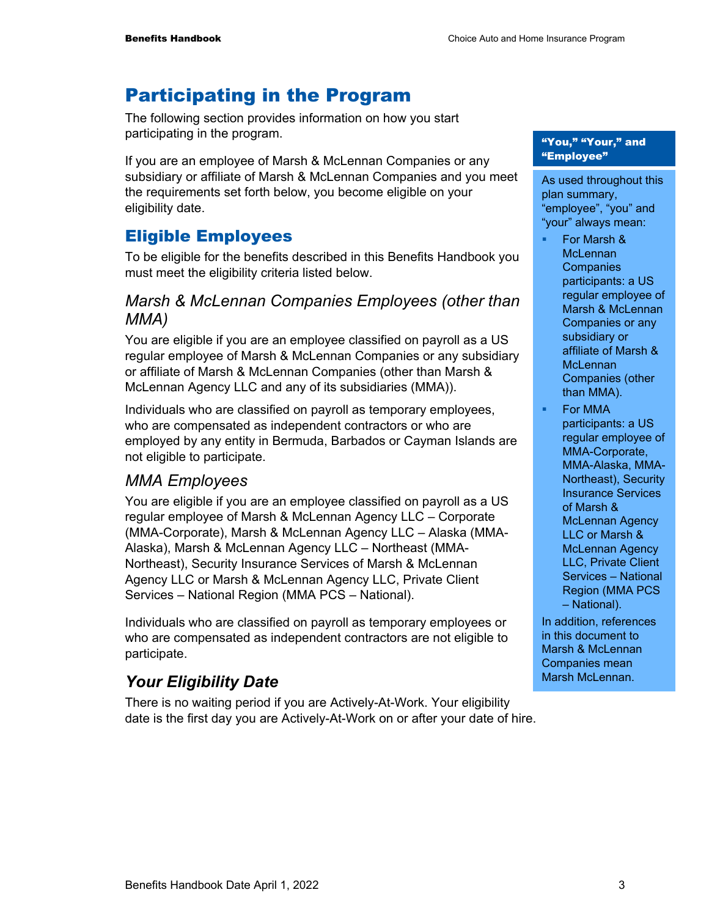# Participating in the Program

The following section provides information on how you start participating in the program.

If you are an employee of Marsh & McLennan Companies or any subsidiary or affiliate of Marsh & McLennan Companies and you meet the requirements set forth below, you become eligible on your eligibility date.

> **"You," "Your," and "Employee"**
>
> As used throughout this plan summary, "employee", "you" and "your" always mean:
>
> - For Marsh & McLennan Companies participants: a US regular employee of Marsh & McLennan Companies or any subsidiary or affiliate of Marsh & McLennan Companies (other than MMA).
> - For MMA participants: a US regular employee of MMA-Corporate, MMA-Alaska, MMA-Northeast), Security Insurance Services of Marsh & McLennan Agency LLC or Marsh & McLennan Agency LLC, Private Client Services – National Region (MMA PCS – National).
>
> In addition, references in this document to Marsh & McLennan Companies mean Marsh McLennan.

## Eligible Employees

To be eligible for the benefits described in this Benefits Handbook you must meet the eligibility criteria listed below.

### *Marsh & McLennan Companies Employees (other than MMA)*

You are eligible if you are an employee classified on payroll as a US regular employee of Marsh & McLennan Companies or any subsidiary or affiliate of Marsh & McLennan Companies (other than Marsh & McLennan Agency LLC and any of its subsidiaries (MMA)).

Individuals who are classified on payroll as temporary employees, who are compensated as independent contractors or who are employed by any entity in Bermuda, Barbados or Cayman Islands are not eligible to participate.

### *MMA Employees*

You are eligible if you are an employee classified on payroll as a US regular employee of Marsh & McLennan Agency LLC – Corporate (MMA-Corporate), Marsh & McLennan Agency LLC – Alaska (MMA-Alaska), Marsh & McLennan Agency LLC – Northeast (MMA-Northeast), Security Insurance Services of Marsh & McLennan Agency LLC or Marsh & McLennan Agency LLC, Private Client Services – National Region (MMA PCS – National).

Individuals who are classified on payroll as temporary employees or who are compensated as independent contractors are not eligible to participate.

### ***Your Eligibility Date***

There is no waiting period if you are Actively-At-Work. Your eligibility date is the first day you are Actively-At-Work on or after your date of hire.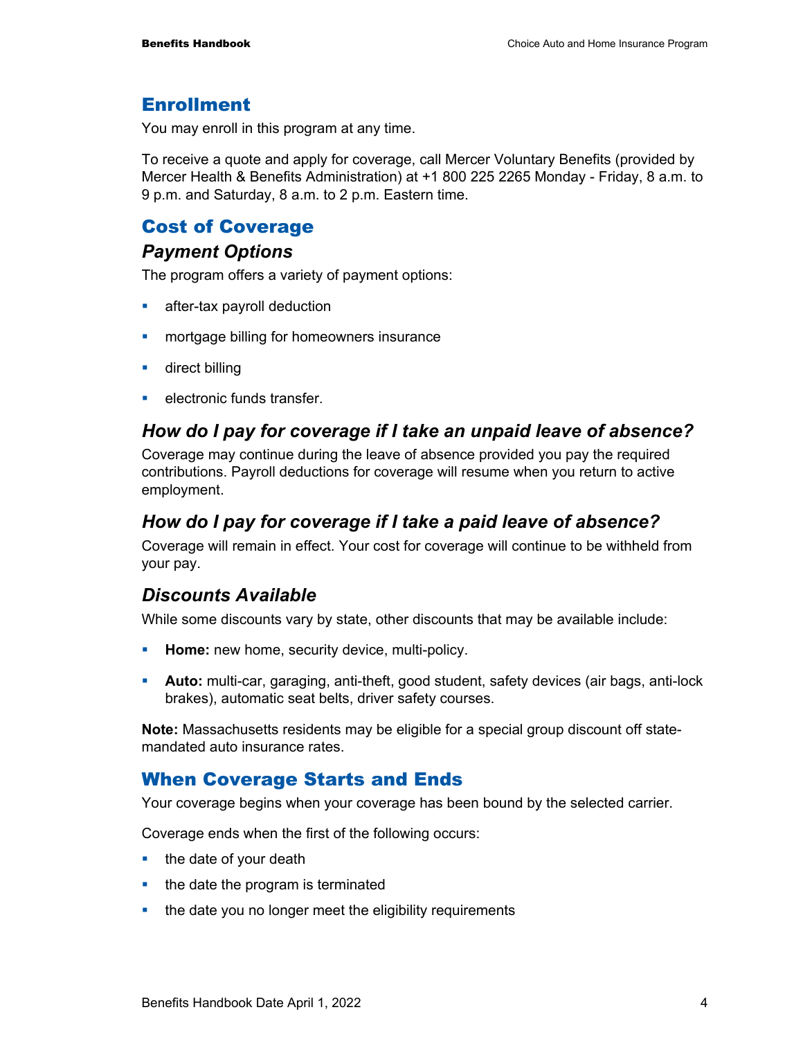## Enrollment

You may enroll in this program at any time.

To receive a quote and apply for coverage, call Mercer Voluntary Benefits (provided by Mercer Health & Benefits Administration) at +1 800 225 2265 Monday - Friday, 8 a.m. to 9 p.m. and Saturday, 8 a.m. to 2 p.m. Eastern time.

## Cost of Coverage

### Payment Options

The program offers a variety of payment options:

- after-tax payroll deduction
- mortgage billing for homeowners insurance
- direct billing
- electronic funds transfer.

### How do I pay for coverage if I take an unpaid leave of absence?

Coverage may continue during the leave of absence provided you pay the required contributions. Payroll deductions for coverage will resume when you return to active employment.

### How do I pay for coverage if I take a paid leave of absence?

Coverage will remain in effect. Your cost for coverage will continue to be withheld from your pay.

### Discounts Available

While some discounts vary by state, other discounts that may be available include:

- **Home:** new home, security device, multi-policy.
- **Auto:** multi-car, garaging, anti-theft, good student, safety devices (air bags, anti-lock brakes), automatic seat belts, driver safety courses.

**Note:** Massachusetts residents may be eligible for a special group discount off state-mandated auto insurance rates.

## When Coverage Starts and Ends

Your coverage begins when your coverage has been bound by the selected carrier.

Coverage ends when the first of the following occurs:

- the date of your death
- the date the program is terminated
- the date you no longer meet the eligibility requirements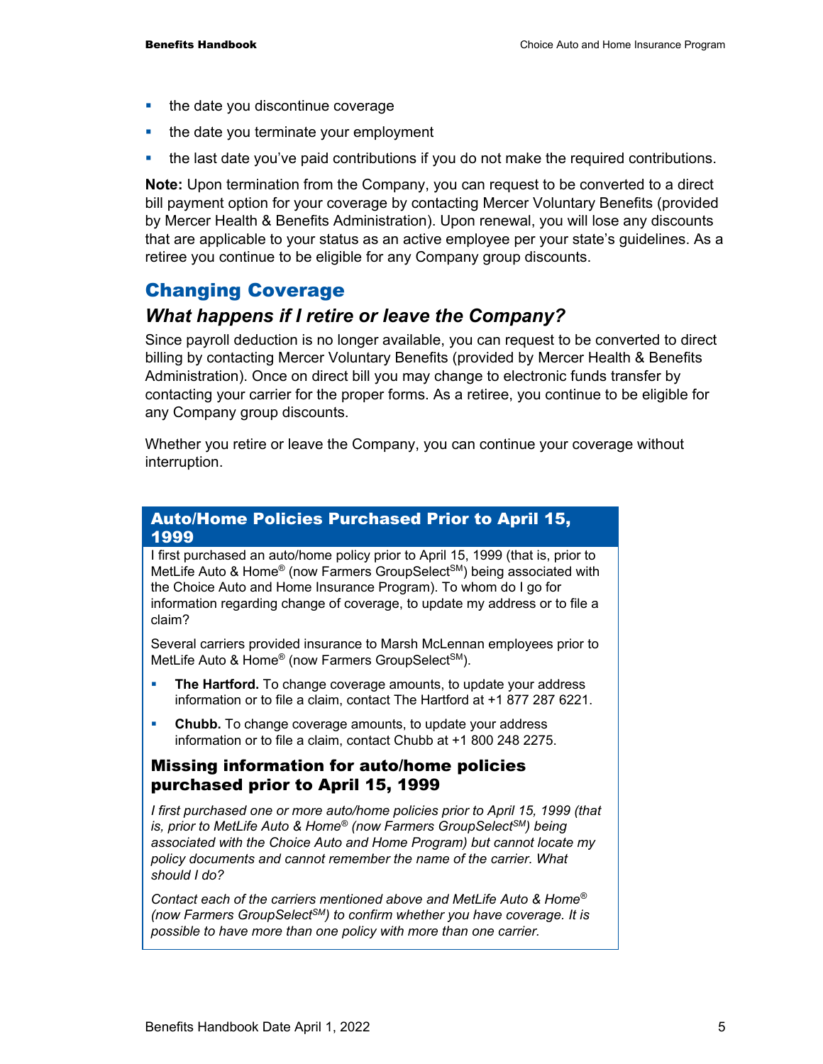- the date you discontinue coverage
- the date you terminate your employment
- the last date you've paid contributions if you do not make the required contributions.

**Note:** Upon termination from the Company, you can request to be converted to a direct bill payment option for your coverage by contacting Mercer Voluntary Benefits (provided by Mercer Health & Benefits Administration). Upon renewal, you will lose any discounts that are applicable to your status as an active employee per your state's guidelines. As a retiree you continue to be eligible for any Company group discounts.

## Changing Coverage

### *What happens if I retire or leave the Company?*

Since payroll deduction is no longer available, you can request to be converted to direct billing by contacting Mercer Voluntary Benefits (provided by Mercer Health & Benefits Administration). Once on direct bill you may change to electronic funds transfer by contacting your carrier for the proper forms. As a retiree, you continue to be eligible for any Company group discounts.

Whether you retire or leave the Company, you can continue your coverage without interruption.

### Auto/Home Policies Purchased Prior to April 15, 1999

I first purchased an auto/home policy prior to April 15, 1999 (that is, prior to MetLife Auto & Home® (now Farmers GroupSelect℠) being associated with the Choice Auto and Home Insurance Program). To whom do I go for information regarding change of coverage, to update my address or to file a claim?

Several carriers provided insurance to Marsh McLennan employees prior to MetLife Auto & Home® (now Farmers GroupSelect℠).

- **The Hartford.** To change coverage amounts, to update your address information or to file a claim, contact The Hartford at +1 877 287 6221.
- **Chubb.** To change coverage amounts, to update your address information or to file a claim, contact Chubb at +1 800 248 2275.

#### Missing information for auto/home policies purchased prior to April 15, 1999

*I first purchased one or more auto/home policies prior to April 15, 1999 (that is, prior to MetLife Auto & Home® (now Farmers GroupSelect℠) being associated with the Choice Auto and Home Program) but cannot locate my policy documents and cannot remember the name of the carrier. What should I do?*

*Contact each of the carriers mentioned above and MetLife Auto & Home® (now Farmers GroupSelect℠) to confirm whether you have coverage. It is possible to have more than one policy with more than one carrier.*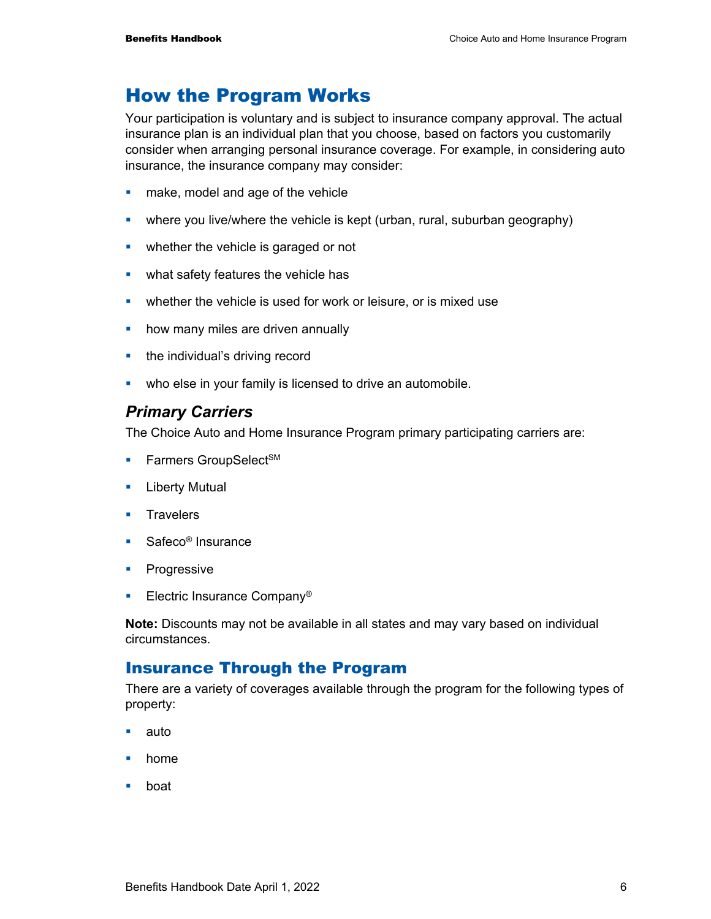## How the Program Works

Your participation is voluntary and is subject to insurance company approval. The actual insurance plan is an individual plan that you choose, based on factors you customarily consider when arranging personal insurance coverage. For example, in considering auto insurance, the insurance company may consider:

- make, model and age of the vehicle
- where you live/where the vehicle is kept (urban, rural, suburban geography)
- whether the vehicle is garaged or not
- what safety features the vehicle has
- whether the vehicle is used for work or leisure, or is mixed use
- how many miles are driven annually
- the individual's driving record
- who else in your family is licensed to drive an automobile.

### *Primary Carriers*

The Choice Auto and Home Insurance Program primary participating carriers are:

- Farmers GroupSelect℠
- Liberty Mutual
- Travelers
- Safeco® Insurance
- Progressive
- Electric Insurance Company®

**Note:** Discounts may not be available in all states and may vary based on individual circumstances.

## Insurance Through the Program

There are a variety of coverages available through the program for the following types of property:

- auto
- home
- boat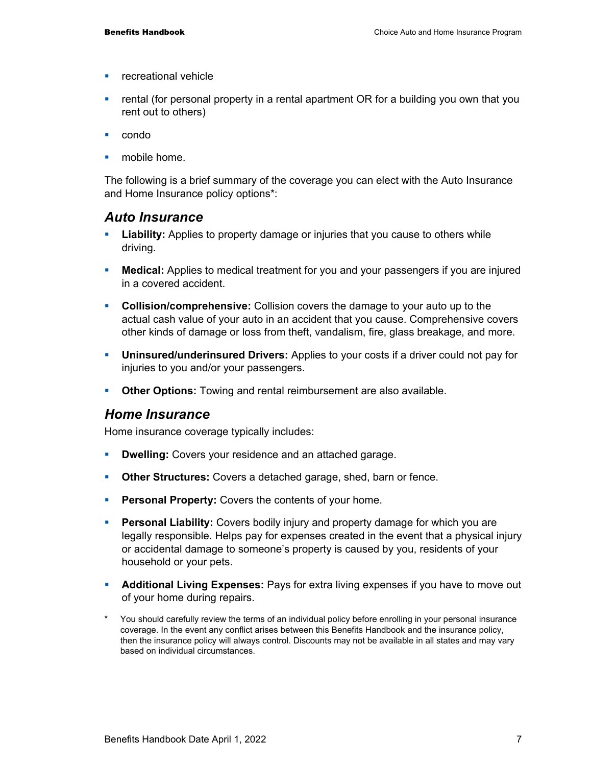- recreational vehicle
- rental (for personal property in a rental apartment OR for a building you own that you rent out to others)
- condo
- mobile home.

The following is a brief summary of the coverage you can elect with the Auto Insurance and Home Insurance policy options*:

## *Auto Insurance*

- **Liability:** Applies to property damage or injuries that you cause to others while driving.
- **Medical:** Applies to medical treatment for you and your passengers if you are injured in a covered accident.
- **Collision/comprehensive:** Collision covers the damage to your auto up to the actual cash value of your auto in an accident that you cause. Comprehensive covers other kinds of damage or loss from theft, vandalism, fire, glass breakage, and more.
- **Uninsured/underinsured Drivers:** Applies to your costs if a driver could not pay for injuries to you and/or your passengers.
- **Other Options:** Towing and rental reimbursement are also available.

## *Home Insurance*

Home insurance coverage typically includes:

- **Dwelling:** Covers your residence and an attached garage.
- **Other Structures:** Covers a detached garage, shed, barn or fence.
- **Personal Property:** Covers the contents of your home.
- **Personal Liability:** Covers bodily injury and property damage for which you are legally responsible. Helps pay for expenses created in the event that a physical injury or accidental damage to someone's property is caused by you, residents of your household or your pets.
- **Additional Living Expenses:** Pays for extra living expenses if you have to move out of your home during repairs.

\* You should carefully review the terms of an individual policy before enrolling in your personal insurance coverage. In the event any conflict arises between this Benefits Handbook and the insurance policy, then the insurance policy will always control. Discounts may not be available in all states and may vary based on individual circumstances.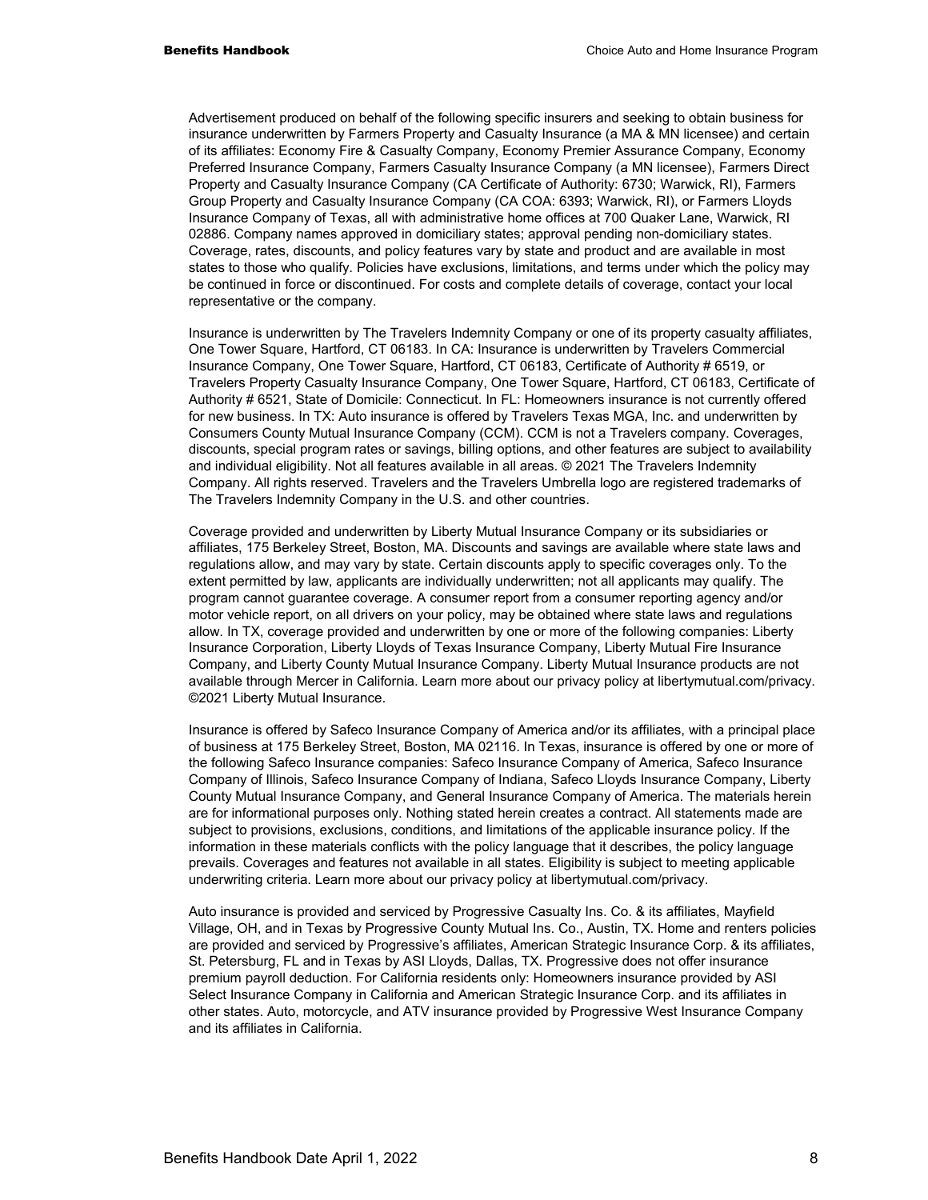Advertisement produced on behalf of the following specific insurers and seeking to obtain business for insurance underwritten by Farmers Property and Casualty Insurance (a MA & MN licensee) and certain of its affiliates: Economy Fire & Casualty Company, Economy Premier Assurance Company, Economy Preferred Insurance Company, Farmers Casualty Insurance Company (a MN licensee), Farmers Direct Property and Casualty Insurance Company (CA Certificate of Authority: 6730; Warwick, RI), Farmers Group Property and Casualty Insurance Company (CA COA: 6393; Warwick, RI), or Farmers Lloyds Insurance Company of Texas, all with administrative home offices at 700 Quaker Lane, Warwick, RI 02886. Company names approved in domiciliary states; approval pending non-domiciliary states. Coverage, rates, discounts, and policy features vary by state and product and are available in most states to those who qualify. Policies have exclusions, limitations, and terms under which the policy may be continued in force or discontinued. For costs and complete details of coverage, contact your local representative or the company.

Insurance is underwritten by The Travelers Indemnity Company or one of its property casualty affiliates, One Tower Square, Hartford, CT 06183. In CA: Insurance is underwritten by Travelers Commercial Insurance Company, One Tower Square, Hartford, CT 06183, Certificate of Authority # 6519, or Travelers Property Casualty Insurance Company, One Tower Square, Hartford, CT 06183, Certificate of Authority # 6521, State of Domicile: Connecticut. In FL: Homeowners insurance is not currently offered for new business. In TX: Auto insurance is offered by Travelers Texas MGA, Inc. and underwritten by Consumers County Mutual Insurance Company (CCM). CCM is not a Travelers company. Coverages, discounts, special program rates or savings, billing options, and other features are subject to availability and individual eligibility. Not all features available in all areas. © 2021 The Travelers Indemnity Company. All rights reserved. Travelers and the Travelers Umbrella logo are registered trademarks of The Travelers Indemnity Company in the U.S. and other countries.

Coverage provided and underwritten by Liberty Mutual Insurance Company or its subsidiaries or affiliates, 175 Berkeley Street, Boston, MA. Discounts and savings are available where state laws and regulations allow, and may vary by state. Certain discounts apply to specific coverages only. To the extent permitted by law, applicants are individually underwritten; not all applicants may qualify. The program cannot guarantee coverage. A consumer report from a consumer reporting agency and/or motor vehicle report, on all drivers on your policy, may be obtained where state laws and regulations allow. In TX, coverage provided and underwritten by one or more of the following companies: Liberty Insurance Corporation, Liberty Lloyds of Texas Insurance Company, Liberty Mutual Fire Insurance Company, and Liberty County Mutual Insurance Company. Liberty Mutual Insurance products are not available through Mercer in California. Learn more about our privacy policy at libertymutual.com/privacy. ©2021 Liberty Mutual Insurance.

Insurance is offered by Safeco Insurance Company of America and/or its affiliates, with a principal place of business at 175 Berkeley Street, Boston, MA 02116. In Texas, insurance is offered by one or more of the following Safeco Insurance companies: Safeco Insurance Company of America, Safeco Insurance Company of Illinois, Safeco Insurance Company of Indiana, Safeco Lloyds Insurance Company, Liberty County Mutual Insurance Company, and General Insurance Company of America. The materials herein are for informational purposes only. Nothing stated herein creates a contract. All statements made are subject to provisions, exclusions, conditions, and limitations of the applicable insurance policy. If the information in these materials conflicts with the policy language that it describes, the policy language prevails. Coverages and features not available in all states. Eligibility is subject to meeting applicable underwriting criteria. Learn more about our privacy policy at libertymutual.com/privacy.

Auto insurance is provided and serviced by Progressive Casualty Ins. Co. & its affiliates, Mayfield Village, OH, and in Texas by Progressive County Mutual Ins. Co., Austin, TX. Home and renters policies are provided and serviced by Progressive's affiliates, American Strategic Insurance Corp. & its affiliates, St. Petersburg, FL and in Texas by ASI Lloyds, Dallas, TX. Progressive does not offer insurance premium payroll deduction. For California residents only: Homeowners insurance provided by ASI Select Insurance Company in California and American Strategic Insurance Corp. and its affiliates in other states. Auto, motorcycle, and ATV insurance provided by Progressive West Insurance Company and its affiliates in California.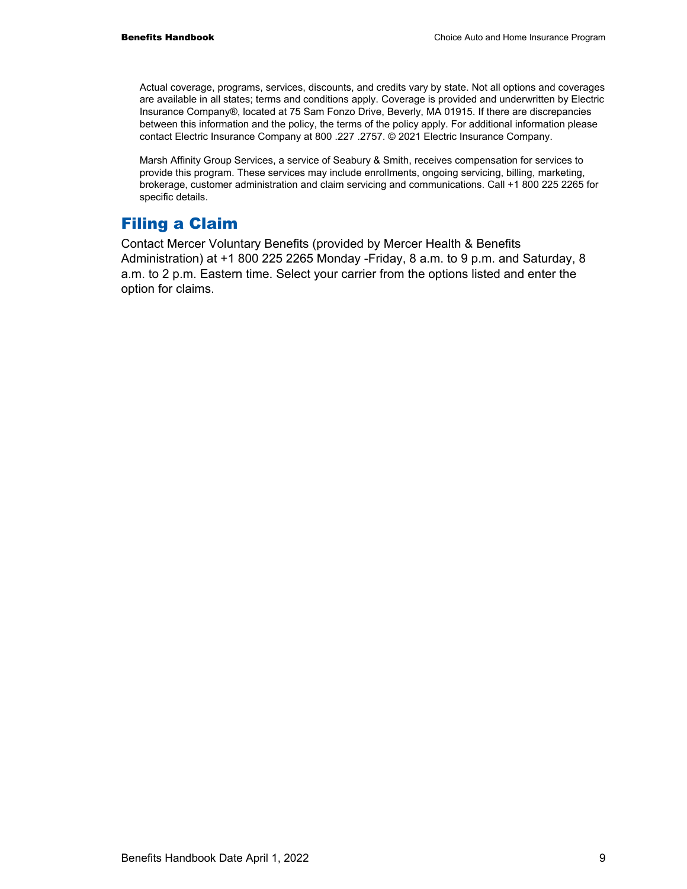Actual coverage, programs, services, discounts, and credits vary by state. Not all options and coverages are available in all states; terms and conditions apply. Coverage is provided and underwritten by Electric Insurance Company®, located at 75 Sam Fonzo Drive, Beverly, MA 01915. If there are discrepancies between this information and the policy, the terms of the policy apply. For additional information please contact Electric Insurance Company at 800 .227 .2757. © 2021 Electric Insurance Company.

Marsh Affinity Group Services, a service of Seabury & Smith, receives compensation for services to provide this program. These services may include enrollments, ongoing servicing, billing, marketing, brokerage, customer administration and claim servicing and communications. Call +1 800 225 2265 for specific details.

## Filing a Claim

Contact Mercer Voluntary Benefits (provided by Mercer Health & Benefits Administration) at +1 800 225 2265 Monday -Friday, 8 a.m. to 9 p.m. and Saturday, 8 a.m. to 2 p.m. Eastern time. Select your carrier from the options listed and enter the option for claims.